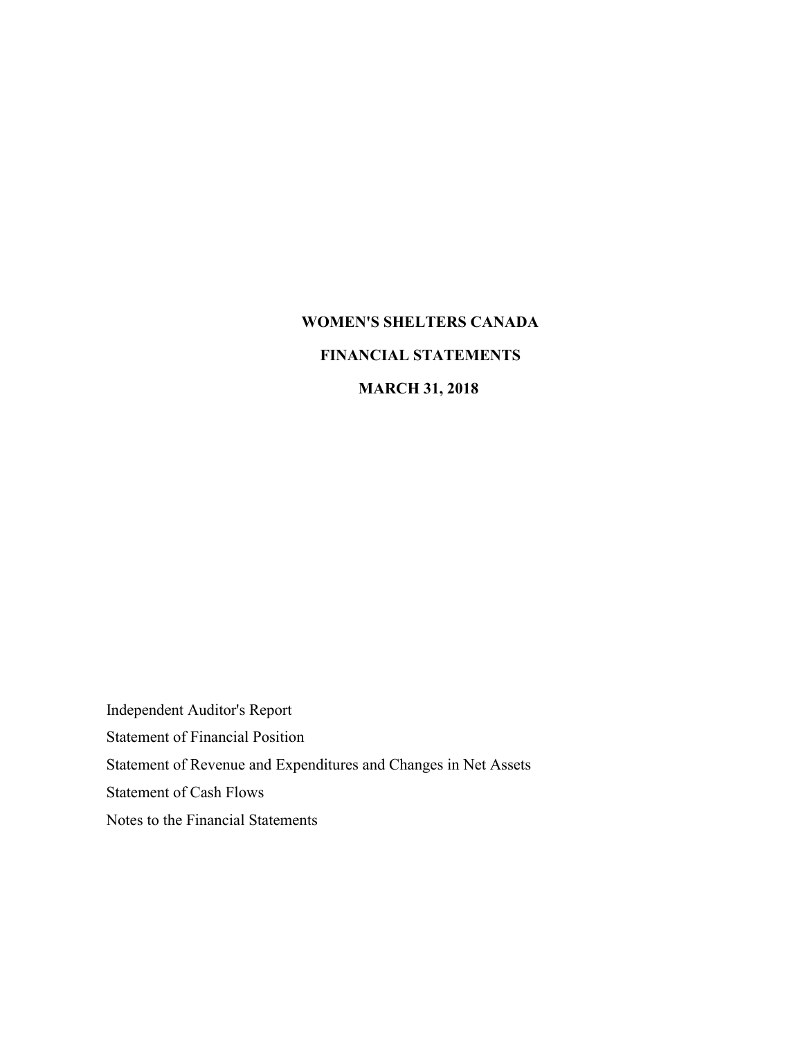# WOMEN'S SHELTERS CANADA

## FINANCIAL STATEMENTS

## MARCH 31, 2018

Independent Auditor's Report

Statement of Financial Position

Statement of Revenue and Expenditures and Changes in Net Assets

Statement of Cash Flows

Notes to the Financial Statements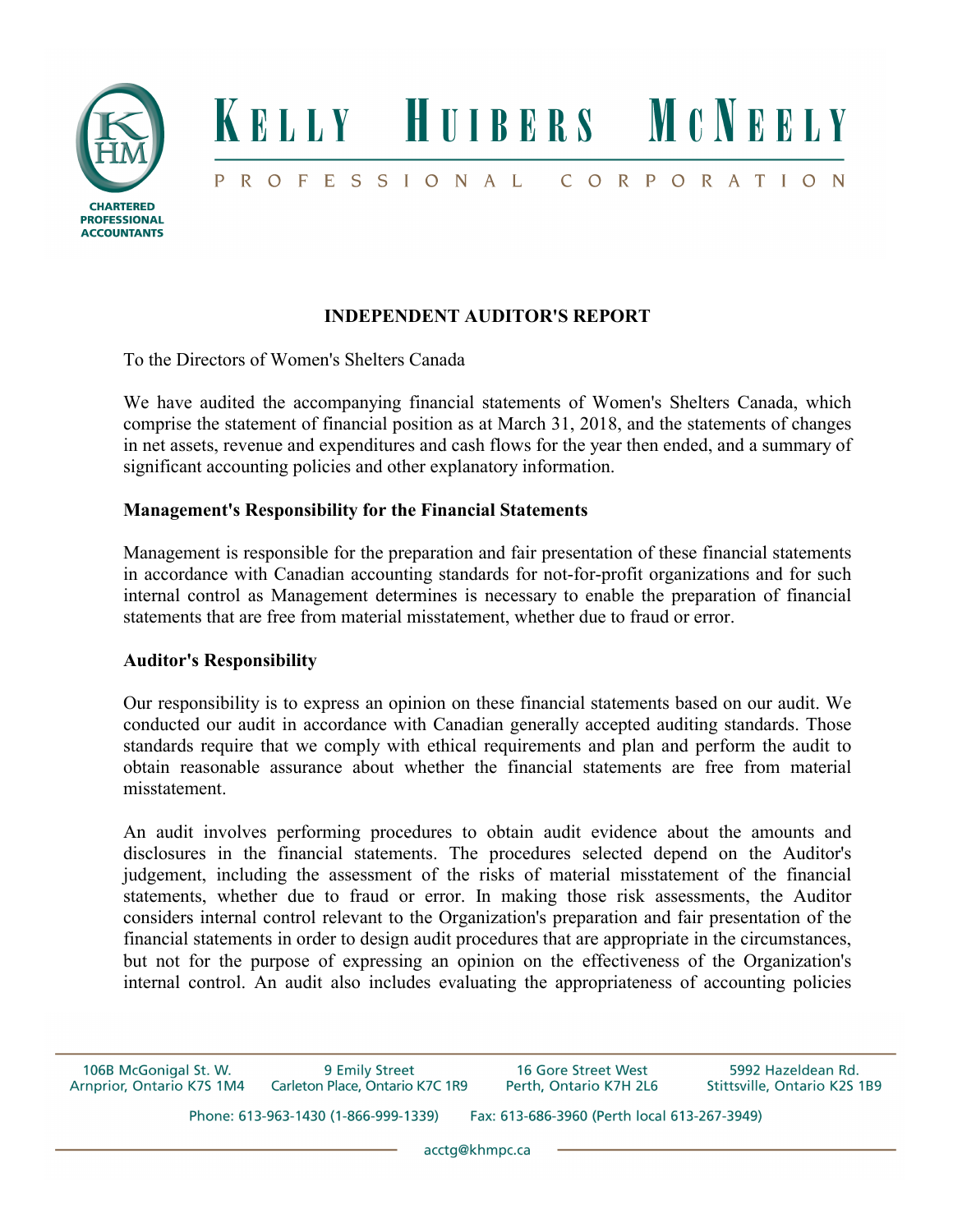**KELLY HUIBERS MCNEELY**

PROFESSIONAL CORPORATION

CHARTERED PROFESSIONAL ACCOUNTANTS

## INDEPENDENT AUDITOR'S REPORT

To the Directors of Women's Shelters Canada

We have audited the accompanying financial statements of Women's Shelters Canada, which comprise the statement of financial position as at March 31, 2018, and the statements of changes in net assets, revenue and expenditures and cash flows for the year then ended, and a summary of significant accounting policies and other explanatory information.

### Management's Responsibility for the Financial Statements

Management is responsible for the preparation and fair presentation of these financial statements in accordance with Canadian accounting standards for not-for-profit organizations and for such internal control as Management determines is necessary to enable the preparation of financial statements that are free from material misstatement, whether due to fraud or error.

### Auditor's Responsibility

Our responsibility is to express an opinion on these financial statements based on our audit. We conducted our audit in accordance with Canadian generally accepted auditing standards. Those standards require that we comply with ethical requirements and plan and perform the audit to obtain reasonable assurance about whether the financial statements are free from material misstatement.

An audit involves performing procedures to obtain audit evidence about the amounts and disclosures in the financial statements. The procedures selected depend on the Auditor's judgement, including the assessment of the risks of material misstatement of the financial statements, whether due to fraud or error. In making those risk assessments, the Auditor considers internal control relevant to the Organization's preparation and fair presentation of the financial statements in order to design audit procedures that are appropriate in the circumstances, but not for the purpose of expressing an opinion on the effectiveness of the Organization's internal control. An audit also includes evaluating the appropriateness of accounting policies

106B McGonigal St. W. Arnprior, Ontario K7S 1M4 | 9 Emily Street Carleton Place, Ontario K7C 1R9 | 16 Gore Street West Perth, Ontario K7H 2L6 | 5992 Hazeldean Rd. Stittsville, Ontario K2S 1B9

Phone: 613-963-1430 (1-866-999-1339) Fax: 613-686-3960 (Perth local 613-267-3949)

acctg@khmpc.ca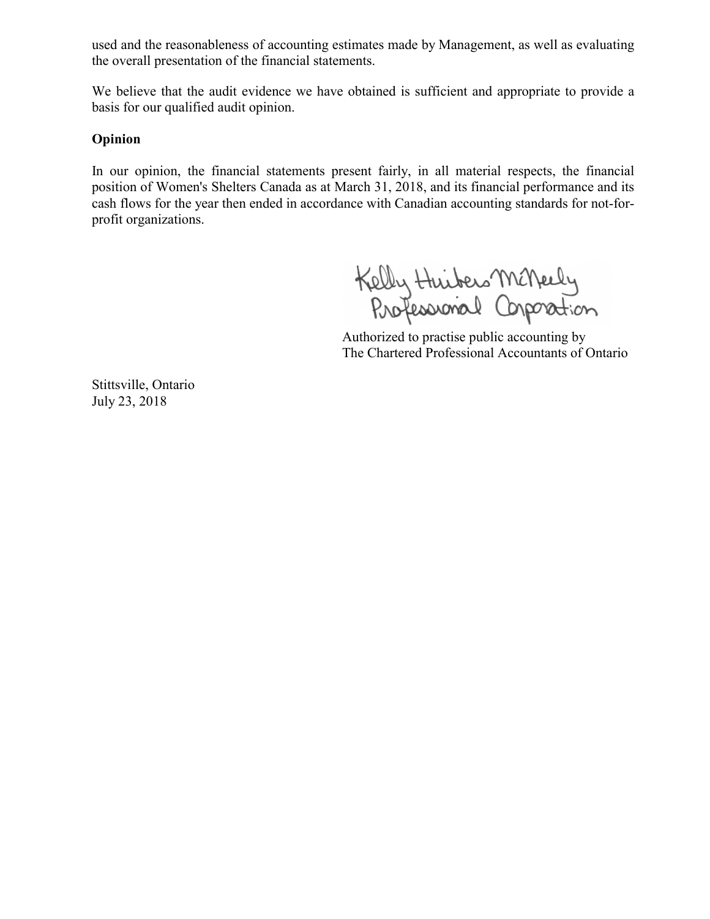used and the reasonableness of accounting estimates made by Management, as well as evaluating the overall presentation of the financial statements.

We believe that the audit evidence we have obtained is sufficient and appropriate to provide a basis for our qualified audit opinion.

**Opinion**

In our opinion, the financial statements present fairly, in all material respects, the financial position of Women's Shelters Canada as at March 31, 2018, and its financial performance and its cash flows for the year then ended in accordance with Canadian accounting standards for not-for-profit organizations.

Kelly Huibers McNeely Professional Corporation

Authorized to practise public accounting by
The Chartered Professional Accountants of Ontario

Stittsville, Ontario
July 23, 2018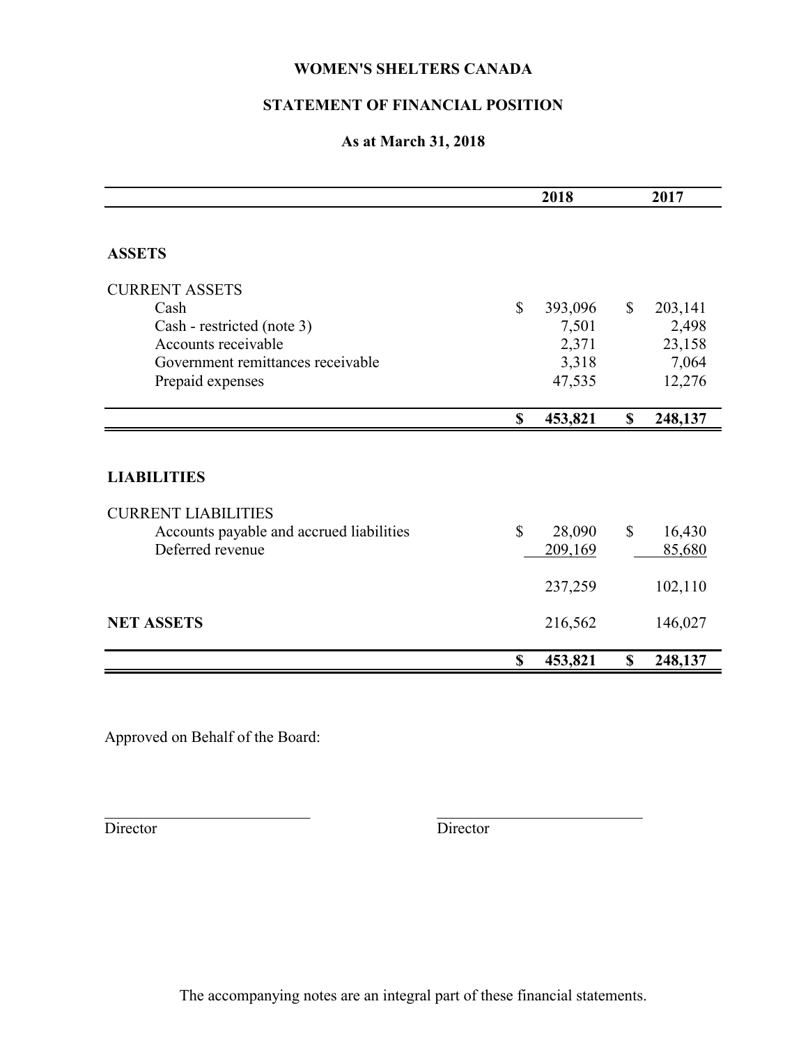**WOMEN'S SHELTERS CANADA**

**STATEMENT OF FINANCIAL POSITION**

**As at March 31, 2018**

| | 2018 | 2017 |
|---|---|---|
| **ASSETS** | | |
| CURRENT ASSETS | | |
| Cash | $ 393,096 | $ 203,141 |
| Cash - restricted (note 3) | 7,501 | 2,498 |
| Accounts receivable | 2,371 | 23,158 |
| Government remittances receivable | 3,318 | 7,064 |
| Prepaid expenses | 47,535 | 12,276 |
| | **$ 453,821** | **$ 248,137** |
| **LIABILITIES** | | |
| CURRENT LIABILITIES | | |
| Accounts payable and accrued liabilities | $ 28,090 | $ 16,430 |
| Deferred revenue | 209,169 | 85,680 |
| | 237,259 | 102,110 |
| **NET ASSETS** | 216,562 | 146,027 |
| | **$ 453,821** | **$ 248,137** |

Approved on Behalf of the Board:

\_\_\_\_\_\_\_\_\_\_\_\_\_\_\_\_\_\_\_\_\_\_\_\_\_\_\_ Director

\_\_\_\_\_\_\_\_\_\_\_\_\_\_\_\_\_\_\_\_\_\_\_\_\_\_\_ Director

The accompanying notes are an integral part of these financial statements.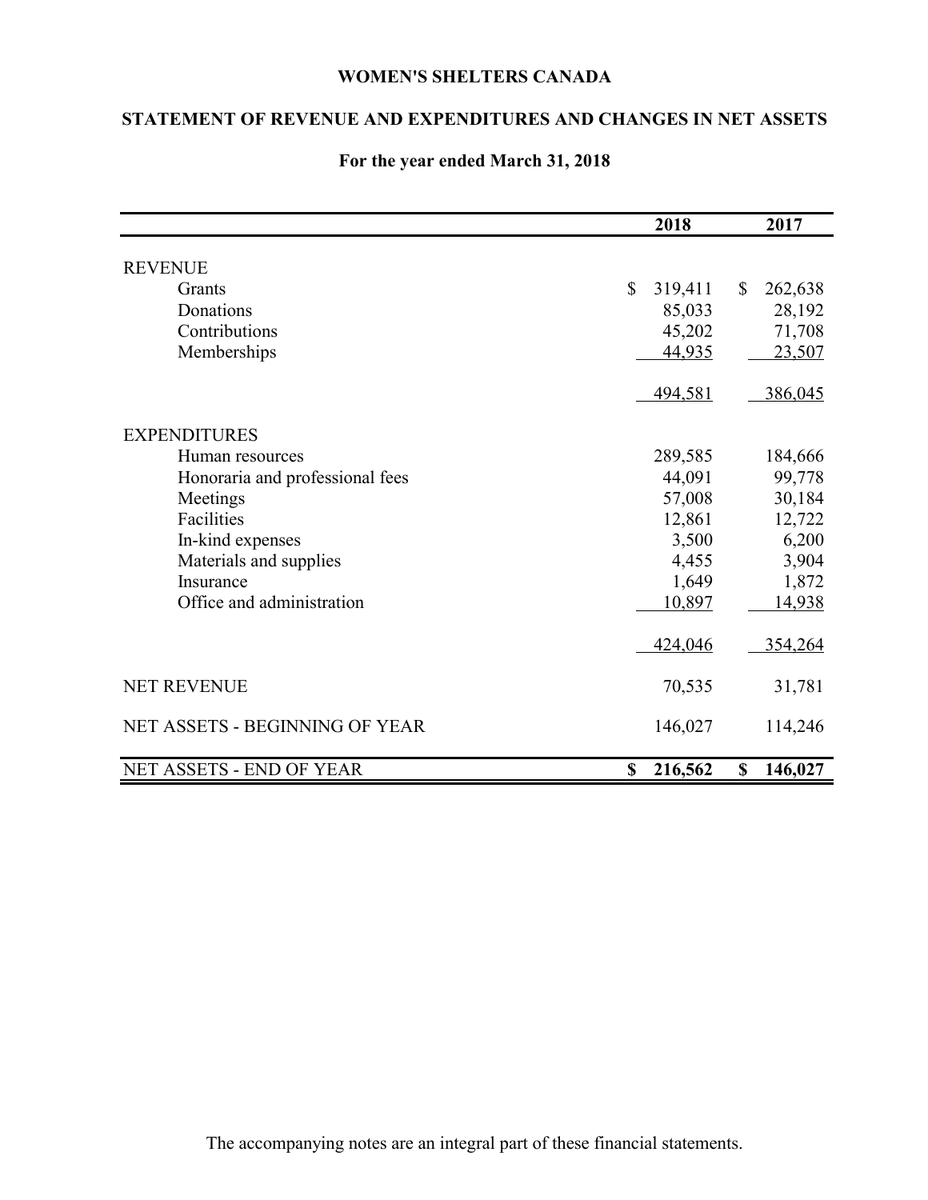# WOMEN'S SHELTERS CANADA

## STATEMENT OF REVENUE AND EXPENDITURES AND CHANGES IN NET ASSETS

### For the year ended March 31, 2018

| | 2018 | 2017 |
|---|---|---|
| **REVENUE** | | |
| Grants | $ 319,411 | $ 262,638 |
| Donations | 85,033 | 28,192 |
| Contributions | 45,202 | 71,708 |
| Memberships | 44,935 | 23,507 |
| | 494,581 | 386,045 |
| **EXPENDITURES** | | |
| Human resources | 289,585 | 184,666 |
| Honoraria and professional fees | 44,091 | 99,778 |
| Meetings | 57,008 | 30,184 |
| Facilities | 12,861 | 12,722 |
| In-kind expenses | 3,500 | 6,200 |
| Materials and supplies | 4,455 | 3,904 |
| Insurance | 1,649 | 1,872 |
| Office and administration | 10,897 | 14,938 |
| | 424,046 | 354,264 |
| NET REVENUE | 70,535 | 31,781 |
| NET ASSETS - BEGINNING OF YEAR | 146,027 | 114,246 |
| NET ASSETS - END OF YEAR | **$ 216,562** | **$ 146,027** |

The accompanying notes are an integral part of these financial statements.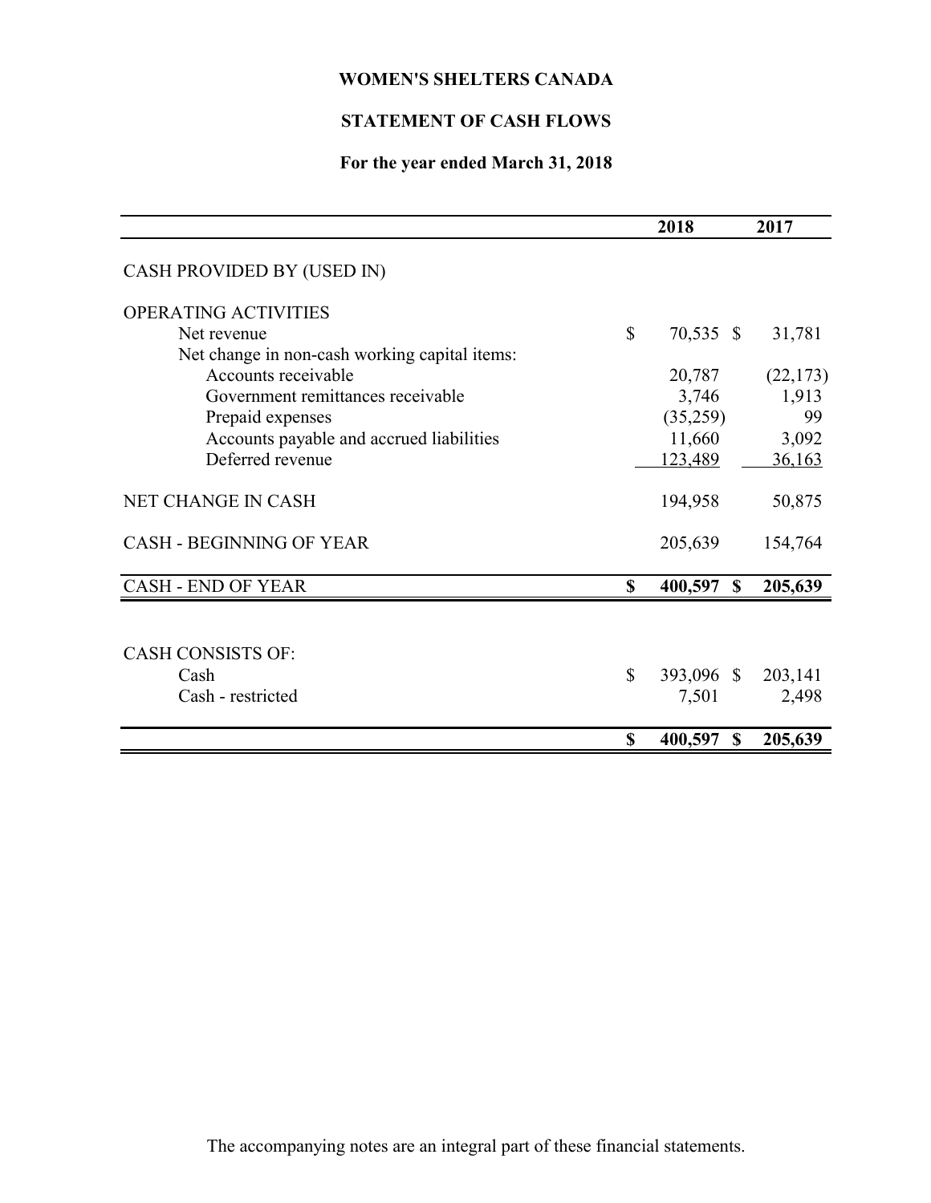# WOMEN'S SHELTERS CANADA

## STATEMENT OF CASH FLOWS

### For the year ended March 31, 2018

| | 2018 | 2017 |
|---|---|---|
| CASH PROVIDED BY (USED IN) | | |
| OPERATING ACTIVITIES | | |
| Net revenue | $ 70,535 | $ 31,781 |
| Net change in non-cash working capital items: | | |
| Accounts receivable | 20,787 | (22,173) |
| Government remittances receivable | 3,746 | 1,913 |
| Prepaid expenses | (35,259) | 99 |
| Accounts payable and accrued liabilities | 11,660 | 3,092 |
| Deferred revenue | 123,489 | 36,163 |
| NET CHANGE IN CASH | 194,958 | 50,875 |
| CASH - BEGINNING OF YEAR | 205,639 | 154,764 |
| **CASH - END OF YEAR** | **$ 400,597** | **$ 205,639** |
| CASH CONSISTS OF: | | |
| Cash | $ 393,096 | $ 203,141 |
| Cash - restricted | 7,501 | 2,498 |
| | **$ 400,597** | **$ 205,639** |

The accompanying notes are an integral part of these financial statements.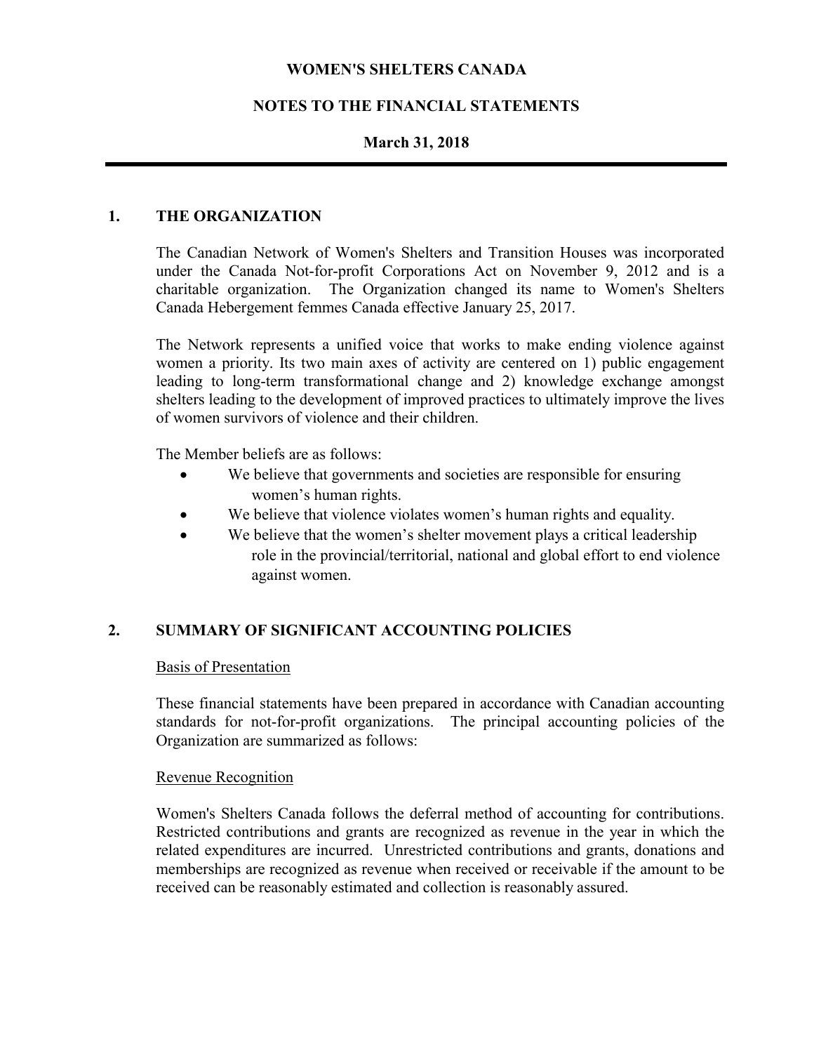# WOMEN'S SHELTERS CANADA

## NOTES TO THE FINANCIAL STATEMENTS

### March 31, 2018

## 1. THE ORGANIZATION

The Canadian Network of Women's Shelters and Transition Houses was incorporated under the Canada Not-for-profit Corporations Act on November 9, 2012 and is a charitable organization. The Organization changed its name to Women's Shelters Canada Hebergement femmes Canada effective January 25, 2017.

The Network represents a unified voice that works to make ending violence against women a priority. Its two main axes of activity are centered on 1) public engagement leading to long-term transformational change and 2) knowledge exchange amongst shelters leading to the development of improved practices to ultimately improve the lives of women survivors of violence and their children.

The Member beliefs are as follows:

- We believe that governments and societies are responsible for ensuring women's human rights.
- We believe that violence violates women's human rights and equality.
- We believe that the women's shelter movement plays a critical leadership role in the provincial/territorial, national and global effort to end violence against women.

## 2. SUMMARY OF SIGNIFICANT ACCOUNTING POLICIES

### Basis of Presentation

These financial statements have been prepared in accordance with Canadian accounting standards for not-for-profit organizations. The principal accounting policies of the Organization are summarized as follows:

### Revenue Recognition

Women's Shelters Canada follows the deferral method of accounting for contributions. Restricted contributions and grants are recognized as revenue in the year in which the related expenditures are incurred. Unrestricted contributions and grants, donations and memberships are recognized as revenue when received or receivable if the amount to be received can be reasonably estimated and collection is reasonably assured.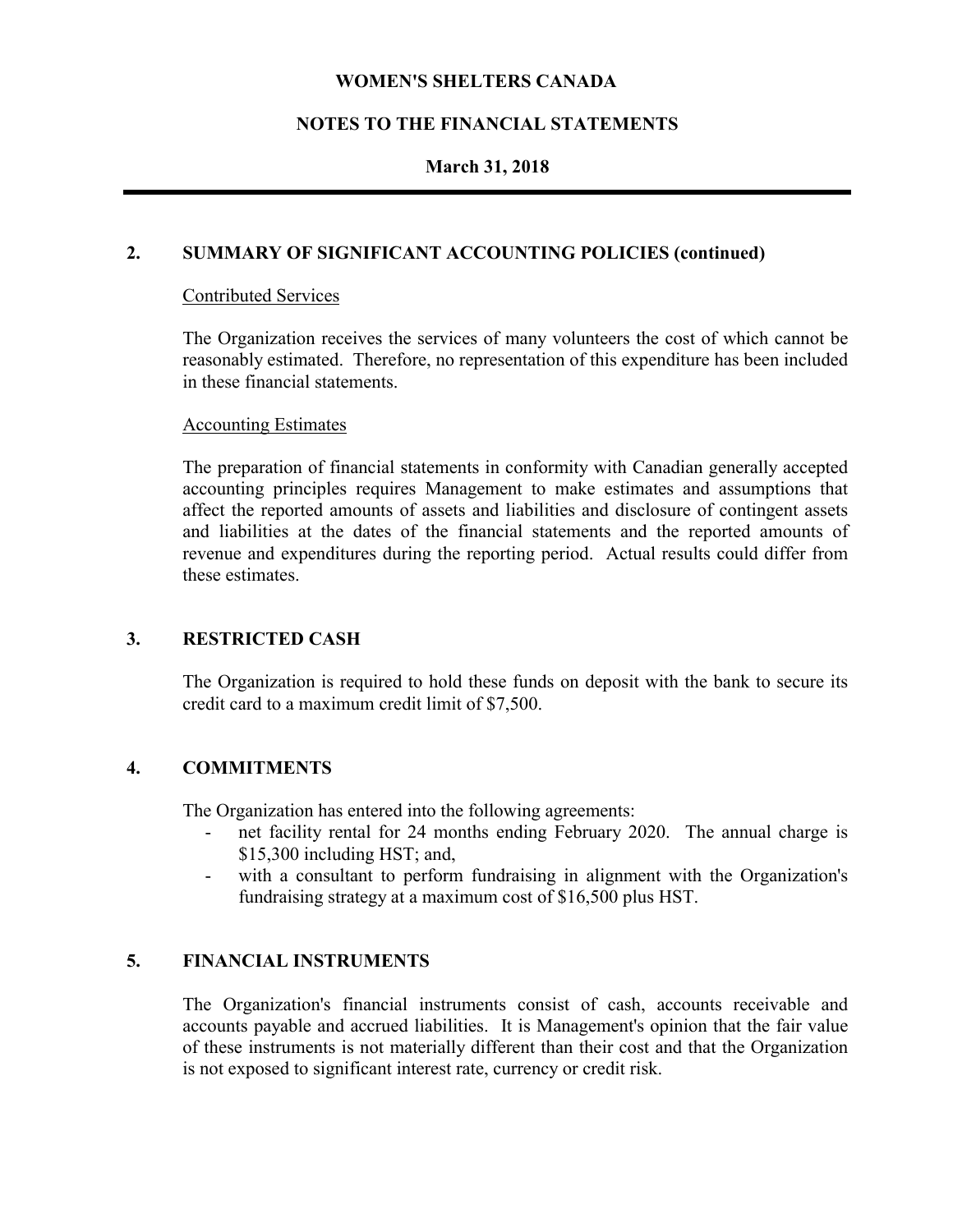## 2. SUMMARY OF SIGNIFICANT ACCOUNTING POLICIES (continued)

Contributed Services

The Organization receives the services of many volunteers the cost of which cannot be reasonably estimated. Therefore, no representation of this expenditure has been included in these financial statements.

Accounting Estimates

The preparation of financial statements in conformity with Canadian generally accepted accounting principles requires Management to make estimates and assumptions that affect the reported amounts of assets and liabilities and disclosure of contingent assets and liabilities at the dates of the financial statements and the reported amounts of revenue and expenditures during the reporting period. Actual results could differ from these estimates.

## 3. RESTRICTED CASH

The Organization is required to hold these funds on deposit with the bank to secure its credit card to a maximum credit limit of $7,500.

## 4. COMMITMENTS

The Organization has entered into the following agreements:

- net facility rental for 24 months ending February 2020. The annual charge is $15,300 including HST; and,
- with a consultant to perform fundraising in alignment with the Organization's fundraising strategy at a maximum cost of $16,500 plus HST.

## 5. FINANCIAL INSTRUMENTS

The Organization's financial instruments consist of cash, accounts receivable and accounts payable and accrued liabilities. It is Management's opinion that the fair value of these instruments is not materially different than their cost and that the Organization is not exposed to significant interest rate, currency or credit risk.